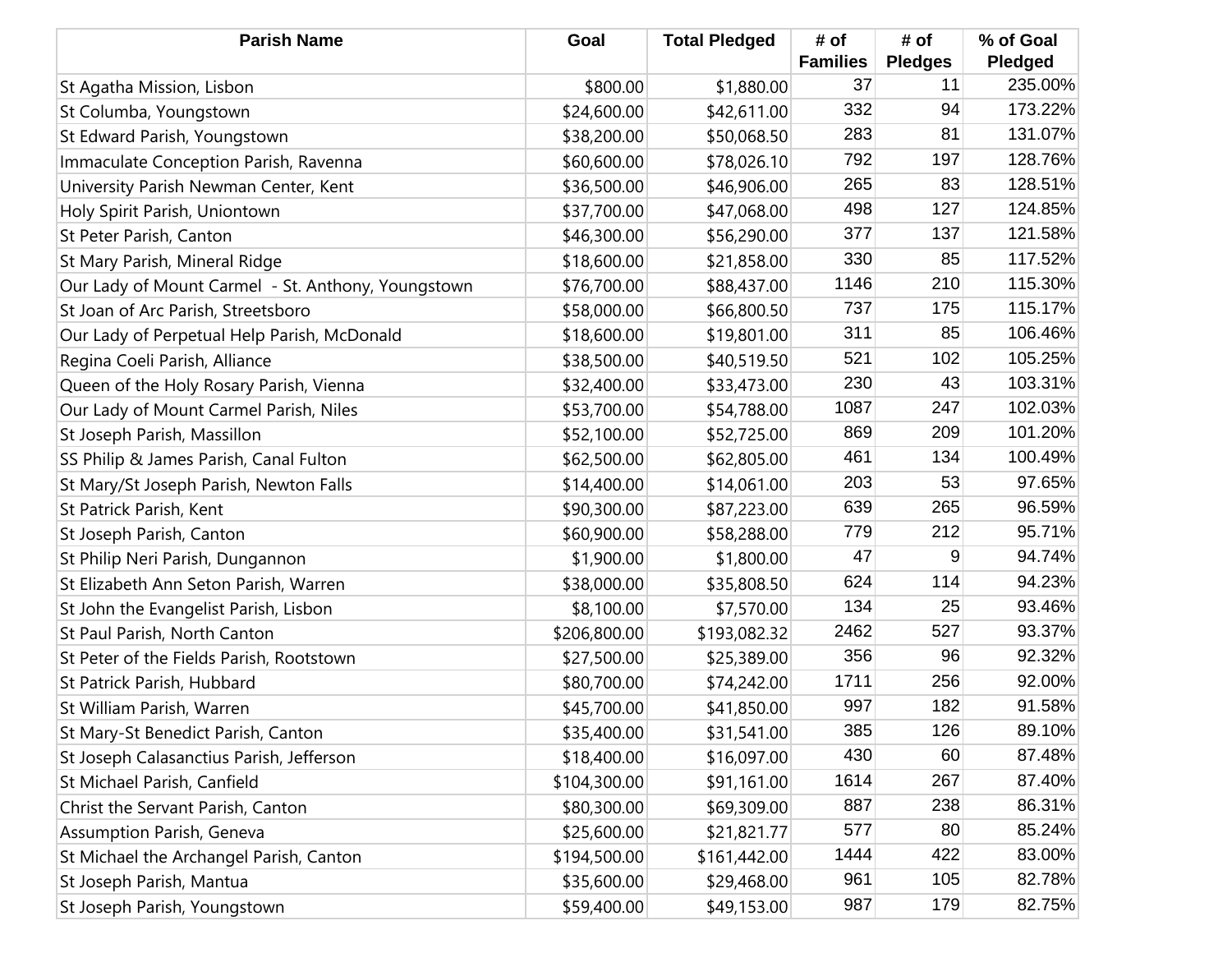| Parish Name | Goal | Total Pledged | # of Families | # of Pledges | % of Goal Pledged |
|---|---|---|---|---|---|
| St Agatha Mission, Lisbon | $800.00 | $1,880.00 | 37 | 11 | 235.00% |
| St Columba, Youngstown | $24,600.00 | $42,611.00 | 332 | 94 | 173.22% |
| St Edward Parish, Youngstown | $38,200.00 | $50,068.50 | 283 | 81 | 131.07% |
| Immaculate Conception Parish, Ravenna | $60,600.00 | $78,026.10 | 792 | 197 | 128.76% |
| University Parish Newman Center, Kent | $36,500.00 | $46,906.00 | 265 | 83 | 128.51% |
| Holy Spirit Parish, Uniontown | $37,700.00 | $47,068.00 | 498 | 127 | 124.85% |
| St Peter Parish, Canton | $46,300.00 | $56,290.00 | 377 | 137 | 121.58% |
| St Mary Parish, Mineral Ridge | $18,600.00 | $21,858.00 | 330 | 85 | 117.52% |
| Our Lady of Mount Carmel - St. Anthony, Youngstown | $76,700.00 | $88,437.00 | 1146 | 210 | 115.30% |
| St Joan of Arc Parish, Streetsboro | $58,000.00 | $66,800.50 | 737 | 175 | 115.17% |
| Our Lady of Perpetual Help Parish, McDonald | $18,600.00 | $19,801.00 | 311 | 85 | 106.46% |
| Regina Coeli Parish, Alliance | $38,500.00 | $40,519.50 | 521 | 102 | 105.25% |
| Queen of the Holy Rosary Parish, Vienna | $32,400.00 | $33,473.00 | 230 | 43 | 103.31% |
| Our Lady of Mount Carmel Parish, Niles | $53,700.00 | $54,788.00 | 1087 | 247 | 102.03% |
| St Joseph Parish, Massillon | $52,100.00 | $52,725.00 | 869 | 209 | 101.20% |
| SS Philip & James Parish, Canal Fulton | $62,500.00 | $62,805.00 | 461 | 134 | 100.49% |
| St Mary/St Joseph Parish, Newton Falls | $14,400.00 | $14,061.00 | 203 | 53 | 97.65% |
| St Patrick Parish, Kent | $90,300.00 | $87,223.00 | 639 | 265 | 96.59% |
| St Joseph Parish, Canton | $60,900.00 | $58,288.00 | 779 | 212 | 95.71% |
| St Philip Neri Parish, Dungannon | $1,900.00 | $1,800.00 | 47 | 9 | 94.74% |
| St Elizabeth Ann Seton Parish, Warren | $38,000.00 | $35,808.50 | 624 | 114 | 94.23% |
| St John the Evangelist Parish, Lisbon | $8,100.00 | $7,570.00 | 134 | 25 | 93.46% |
| St Paul Parish, North Canton | $206,800.00 | $193,082.32 | 2462 | 527 | 93.37% |
| St Peter of the Fields Parish, Rootstown | $27,500.00 | $25,389.00 | 356 | 96 | 92.32% |
| St Patrick Parish, Hubbard | $80,700.00 | $74,242.00 | 1711 | 256 | 92.00% |
| St William Parish, Warren | $45,700.00 | $41,850.00 | 997 | 182 | 91.58% |
| St Mary-St Benedict Parish, Canton | $35,400.00 | $31,541.00 | 385 | 126 | 89.10% |
| St Joseph Calasanctius Parish, Jefferson | $18,400.00 | $16,097.00 | 430 | 60 | 87.48% |
| St Michael Parish, Canfield | $104,300.00 | $91,161.00 | 1614 | 267 | 87.40% |
| Christ the Servant Parish, Canton | $80,300.00 | $69,309.00 | 887 | 238 | 86.31% |
| Assumption Parish, Geneva | $25,600.00 | $21,821.77 | 577 | 80 | 85.24% |
| St Michael the Archangel Parish, Canton | $194,500.00 | $161,442.00 | 1444 | 422 | 83.00% |
| St Joseph Parish, Mantua | $35,600.00 | $29,468.00 | 961 | 105 | 82.78% |
| St Joseph Parish, Youngstown | $59,400.00 | $49,153.00 | 987 | 179 | 82.75% |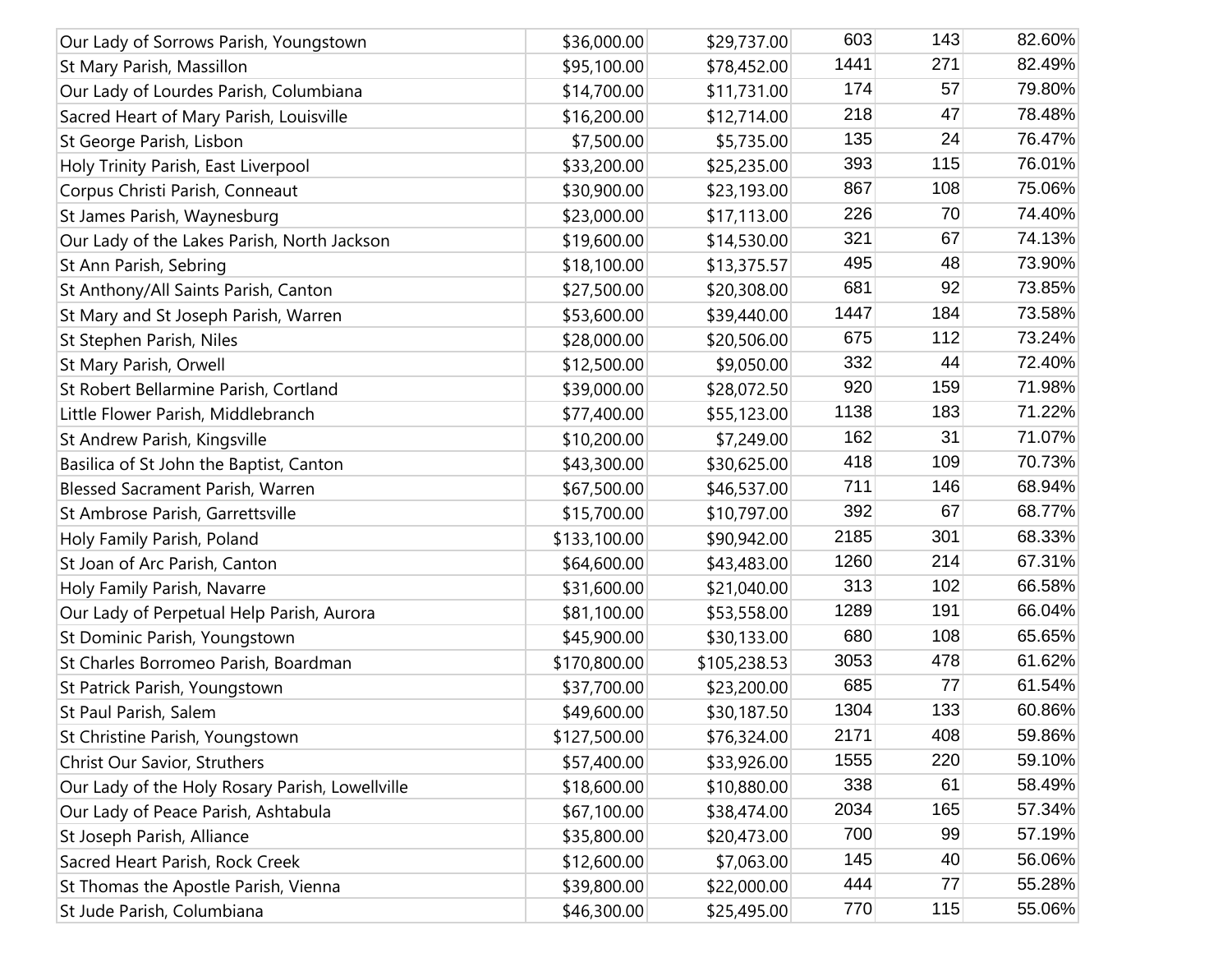| | | | | | |
|---|---|---|---|---|---|
| Our Lady of Sorrows Parish, Youngstown | $36,000.00 | $29,737.00 | 603 | 143 | 82.60% |
| St Mary Parish, Massillon | $95,100.00 | $78,452.00 | 1441 | 271 | 82.49% |
| Our Lady of Lourdes Parish, Columbiana | $14,700.00 | $11,731.00 | 174 | 57 | 79.80% |
| Sacred Heart of Mary Parish, Louisville | $16,200.00 | $12,714.00 | 218 | 47 | 78.48% |
| St George Parish, Lisbon | $7,500.00 | $5,735.00 | 135 | 24 | 76.47% |
| Holy Trinity Parish, East Liverpool | $33,200.00 | $25,235.00 | 393 | 115 | 76.01% |
| Corpus Christi Parish, Conneaut | $30,900.00 | $23,193.00 | 867 | 108 | 75.06% |
| St James Parish, Waynesburg | $23,000.00 | $17,113.00 | 226 | 70 | 74.40% |
| Our Lady of the Lakes Parish, North Jackson | $19,600.00 | $14,530.00 | 321 | 67 | 74.13% |
| St Ann Parish, Sebring | $18,100.00 | $13,375.57 | 495 | 48 | 73.90% |
| St Anthony/All Saints Parish, Canton | $27,500.00 | $20,308.00 | 681 | 92 | 73.85% |
| St Mary and St Joseph Parish, Warren | $53,600.00 | $39,440.00 | 1447 | 184 | 73.58% |
| St Stephen Parish, Niles | $28,000.00 | $20,506.00 | 675 | 112 | 73.24% |
| St Mary Parish, Orwell | $12,500.00 | $9,050.00 | 332 | 44 | 72.40% |
| St Robert Bellarmine Parish, Cortland | $39,000.00 | $28,072.50 | 920 | 159 | 71.98% |
| Little Flower Parish, Middlebranch | $77,400.00 | $55,123.00 | 1138 | 183 | 71.22% |
| St Andrew Parish, Kingsville | $10,200.00 | $7,249.00 | 162 | 31 | 71.07% |
| Basilica of St John the Baptist, Canton | $43,300.00 | $30,625.00 | 418 | 109 | 70.73% |
| Blessed Sacrament Parish, Warren | $67,500.00 | $46,537.00 | 711 | 146 | 68.94% |
| St Ambrose Parish, Garrettsville | $15,700.00 | $10,797.00 | 392 | 67 | 68.77% |
| Holy Family Parish, Poland | $133,100.00 | $90,942.00 | 2185 | 301 | 68.33% |
| St Joan of Arc Parish, Canton | $64,600.00 | $43,483.00 | 1260 | 214 | 67.31% |
| Holy Family Parish, Navarre | $31,600.00 | $21,040.00 | 313 | 102 | 66.58% |
| Our Lady of Perpetual Help Parish, Aurora | $81,100.00 | $53,558.00 | 1289 | 191 | 66.04% |
| St Dominic Parish, Youngstown | $45,900.00 | $30,133.00 | 680 | 108 | 65.65% |
| St Charles Borromeo Parish, Boardman | $170,800.00 | $105,238.53 | 3053 | 478 | 61.62% |
| St Patrick Parish, Youngstown | $37,700.00 | $23,200.00 | 685 | 77 | 61.54% |
| St Paul Parish, Salem | $49,600.00 | $30,187.50 | 1304 | 133 | 60.86% |
| St Christine Parish, Youngstown | $127,500.00 | $76,324.00 | 2171 | 408 | 59.86% |
| Christ Our Savior, Struthers | $57,400.00 | $33,926.00 | 1555 | 220 | 59.10% |
| Our Lady of the Holy Rosary Parish, Lowellville | $18,600.00 | $10,880.00 | 338 | 61 | 58.49% |
| Our Lady of Peace Parish, Ashtabula | $67,100.00 | $38,474.00 | 2034 | 165 | 57.34% |
| St Joseph Parish, Alliance | $35,800.00 | $20,473.00 | 700 | 99 | 57.19% |
| Sacred Heart Parish, Rock Creek | $12,600.00 | $7,063.00 | 145 | 40 | 56.06% |
| St Thomas the Apostle Parish, Vienna | $39,800.00 | $22,000.00 | 444 | 77 | 55.28% |
| St Jude Parish, Columbiana | $46,300.00 | $25,495.00 | 770 | 115 | 55.06% |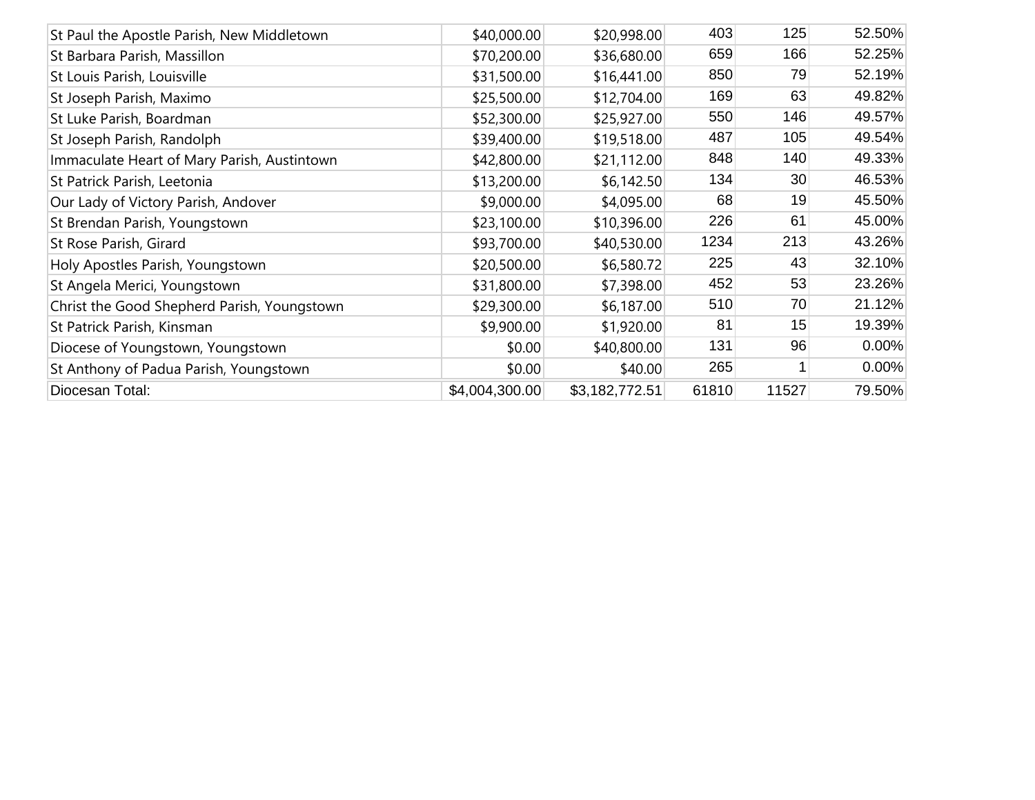| | | | | | |
|---|---|---|---|---|---|
| St Paul the Apostle Parish, New Middletown | $40,000.00 | $20,998.00 | 403 | 125 | 52.50% |
| St Barbara Parish, Massillon | $70,200.00 | $36,680.00 | 659 | 166 | 52.25% |
| St Louis Parish, Louisville | $31,500.00 | $16,441.00 | 850 | 79 | 52.19% |
| St Joseph Parish, Maximo | $25,500.00 | $12,704.00 | 169 | 63 | 49.82% |
| St Luke Parish, Boardman | $52,300.00 | $25,927.00 | 550 | 146 | 49.57% |
| St Joseph Parish, Randolph | $39,400.00 | $19,518.00 | 487 | 105 | 49.54% |
| Immaculate Heart of Mary Parish, Austintown | $42,800.00 | $21,112.00 | 848 | 140 | 49.33% |
| St Patrick Parish, Leetonia | $13,200.00 | $6,142.50 | 134 | 30 | 46.53% |
| Our Lady of Victory Parish, Andover | $9,000.00 | $4,095.00 | 68 | 19 | 45.50% |
| St Brendan Parish, Youngstown | $23,100.00 | $10,396.00 | 226 | 61 | 45.00% |
| St Rose Parish, Girard | $93,700.00 | $40,530.00 | 1234 | 213 | 43.26% |
| Holy Apostles Parish, Youngstown | $20,500.00 | $6,580.72 | 225 | 43 | 32.10% |
| St Angela Merici, Youngstown | $31,800.00 | $7,398.00 | 452 | 53 | 23.26% |
| Christ the Good Shepherd Parish, Youngstown | $29,300.00 | $6,187.00 | 510 | 70 | 21.12% |
| St Patrick Parish, Kinsman | $9,900.00 | $1,920.00 | 81 | 15 | 19.39% |
| Diocese of Youngstown, Youngstown | $0.00 | $40,800.00 | 131 | 96 | 0.00% |
| St Anthony of Padua Parish, Youngstown | $0.00 | $40.00 | 265 | 1 | 0.00% |
| Diocesan Total: | $4,004,300.00 | $3,182,772.51 | 61810 | 11527 | 79.50% |